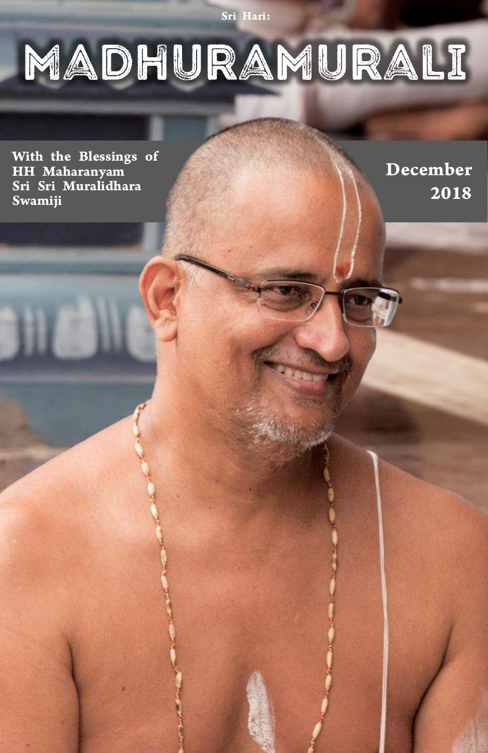Sri Hari:

# MADHURAMURALI

**With the Blessings of HH Maharanyam Sri Sri Muralidhara Swamiji**

**December 2018**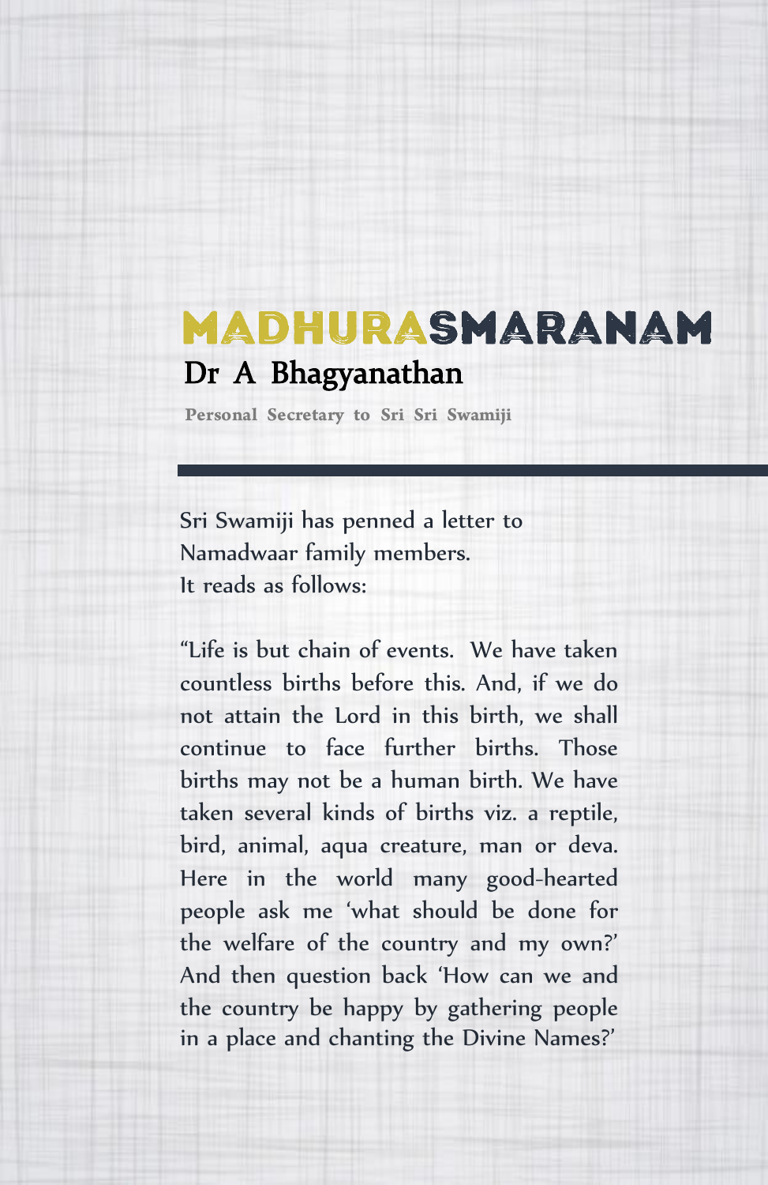# MADHURASMARANAM

## Dr A Bhagyanathan

**Personal Secretary to Sri Sri Swamiji**

---

Sri Swamiji has penned a letter to Namadwaar family members. It reads as follows:

"Life is but chain of events. We have taken countless births before this. And, if we do not attain the Lord in this birth, we shall continue to face further births. Those births may not be a human birth. We have taken several kinds of births viz. a reptile, bird, animal, aqua creature, man or deva. Here in the world many good-hearted people ask me 'what should be done for the welfare of the country and my own?' And then question back 'How can we and the country be happy by gathering people in a place and chanting the Divine Names?'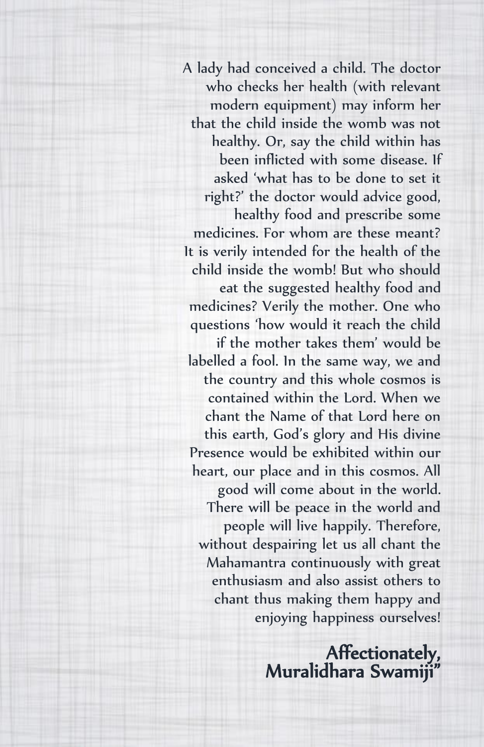A lady had conceived a child. The doctor who checks her health (with relevant modern equipment) may inform her that the child inside the womb was not healthy. Or, say the child within has been inflicted with some disease. If asked 'what has to be done to set it right?' the doctor would advice good, healthy food and prescribe some medicines. For whom are these meant? It is verily intended for the health of the child inside the womb! But who should eat the suggested healthy food and medicines? Verily the mother. One who questions 'how would it reach the child if the mother takes them' would be labelled a fool. In the same way, we and the country and this whole cosmos is contained within the Lord. When we chant the Name of that Lord here on this earth, God's glory and His divine Presence would be exhibited within our heart, our place and in this cosmos. All good will come about in the world. There will be peace in the world and people will live happily. Therefore, without despairing let us all chant the Mahamantra continuously with great enthusiasm and also assist others to chant thus making them happy and enjoying happiness ourselves!

**Affectionately,**
**Muralidhara Swamiji"**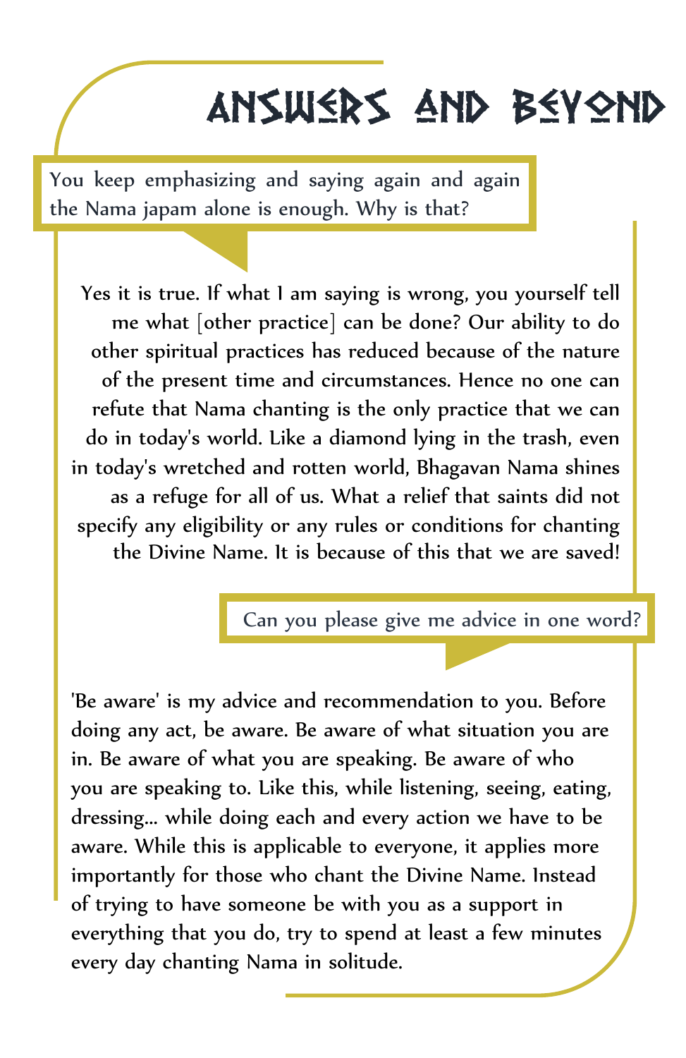# Answers and Beyond

**You keep emphasizing and saying again and again the Nama japam alone is enough. Why is that?**

Yes it is true. If what I am saying is wrong, you yourself tell me what [other practice] can be done? Our ability to do other spiritual practices has reduced because of the nature of the present time and circumstances. Hence no one can refute that Nama chanting is the only practice that we can do in today's world. Like a diamond lying in the trash, even in today's wretched and rotten world, Bhagavan Nama shines as a refuge for all of us. What a relief that saints did not specify any eligibility or any rules or conditions for chanting the Divine Name. It is because of this that we are saved!

**Can you please give me advice in one word?**

'Be aware' is my advice and recommendation to you. Before doing any act, be aware. Be aware of what situation you are in. Be aware of what you are speaking. Be aware of who you are speaking to. Like this, while listening, seeing, eating, dressing... while doing each and every action we have to be aware. While this is applicable to everyone, it applies more importantly for those who chant the Divine Name. Instead of trying to have someone be with you as a support in everything that you do, try to spend at least a few minutes every day chanting Nama in solitude.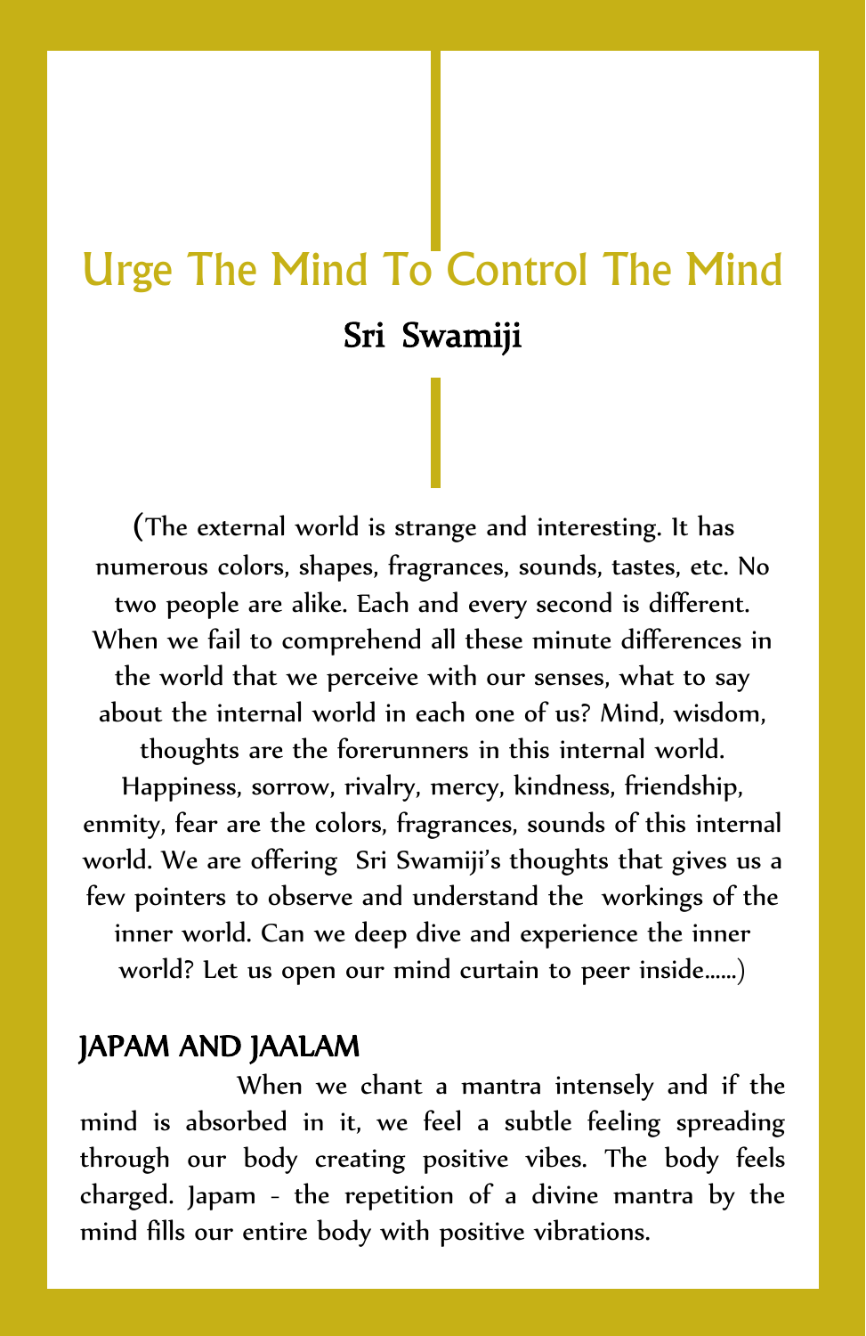# Urge The Mind To Control The Mind

**Sri Swamiji**

(The external world is strange and interesting. It has numerous colors, shapes, fragrances, sounds, tastes, etc. No two people are alike. Each and every second is different. When we fail to comprehend all these minute differences in the world that we perceive with our senses, what to say about the internal world in each one of us? Mind, wisdom, thoughts are the forerunners in this internal world. Happiness, sorrow, rivalry, mercy, kindness, friendship, enmity, fear are the colors, fragrances, sounds of this internal world. We are offering Sri Swamiji's thoughts that gives us a few pointers to observe and understand the workings of the inner world. Can we deep dive and experience the inner world? Let us open our mind curtain to peer inside......)

## JAPAM AND JAALAM

When we chant a mantra intensely and if the mind is absorbed in it, we feel a subtle feeling spreading through our body creating positive vibes. The body feels charged. Japam - the repetition of a divine mantra by the mind fills our entire body with positive vibrations.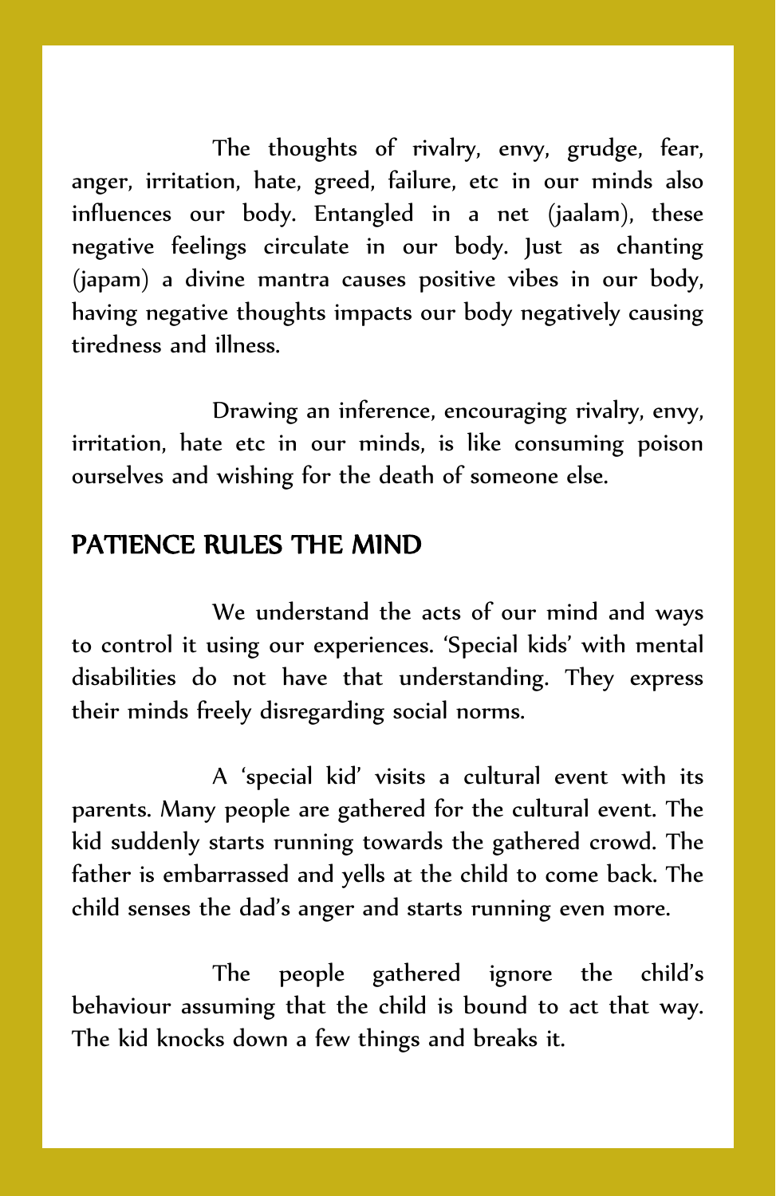The thoughts of rivalry, envy, grudge, fear, anger, irritation, hate, greed, failure, etc in our minds also influences our body. Entangled in a net (jaalam), these negative feelings circulate in our body. Just as chanting (japam) a divine mantra causes positive vibes in our body, having negative thoughts impacts our body negatively causing tiredness and illness.

Drawing an inference, encouraging rivalry, envy, irritation, hate etc in our minds, is like consuming poison ourselves and wishing for the death of someone else.

## PATIENCE RULES THE MIND

We understand the acts of our mind and ways to control it using our experiences. 'Special kids' with mental disabilities do not have that understanding. They express their minds freely disregarding social norms.

A 'special kid' visits a cultural event with its parents. Many people are gathered for the cultural event. The kid suddenly starts running towards the gathered crowd. The father is embarrassed and yells at the child to come back. The child senses the dad's anger and starts running even more.

The people gathered ignore the child's behaviour assuming that the child is bound to act that way. The kid knocks down a few things and breaks it.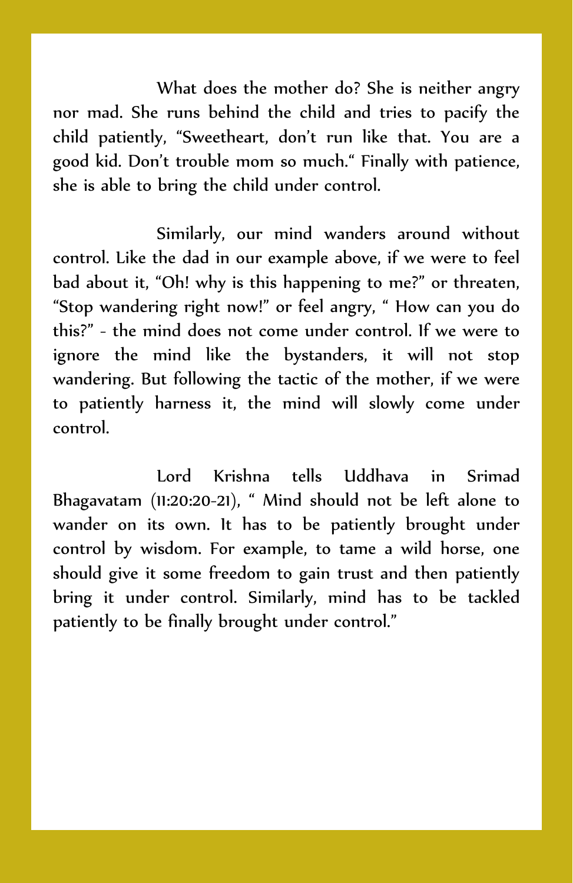What does the mother do? She is neither angry nor mad. She runs behind the child and tries to pacify the child patiently, “Sweetheart, don’t run like that. You are a good kid. Don’t trouble mom so much.“ Finally with patience, she is able to bring the child under control.

Similarly, our mind wanders around without control. Like the dad in our example above, if we were to feel bad about it, “Oh! why is this happening to me?” or threaten, “Stop wandering right now!” or feel angry, “ How can you do this?” - the mind does not come under control. If we were to ignore the mind like the bystanders, it will not stop wandering. But following the tactic of the mother, if we were to patiently harness it, the mind will slowly come under control.

Lord Krishna tells Uddhava in Srimad Bhagavatam (11:20:20-21), “ Mind should not be left alone to wander on its own. It has to be patiently brought under control by wisdom. For example, to tame a wild horse, one should give it some freedom to gain trust and then patiently bring it under control. Similarly, mind has to be tackled patiently to be finally brought under control.”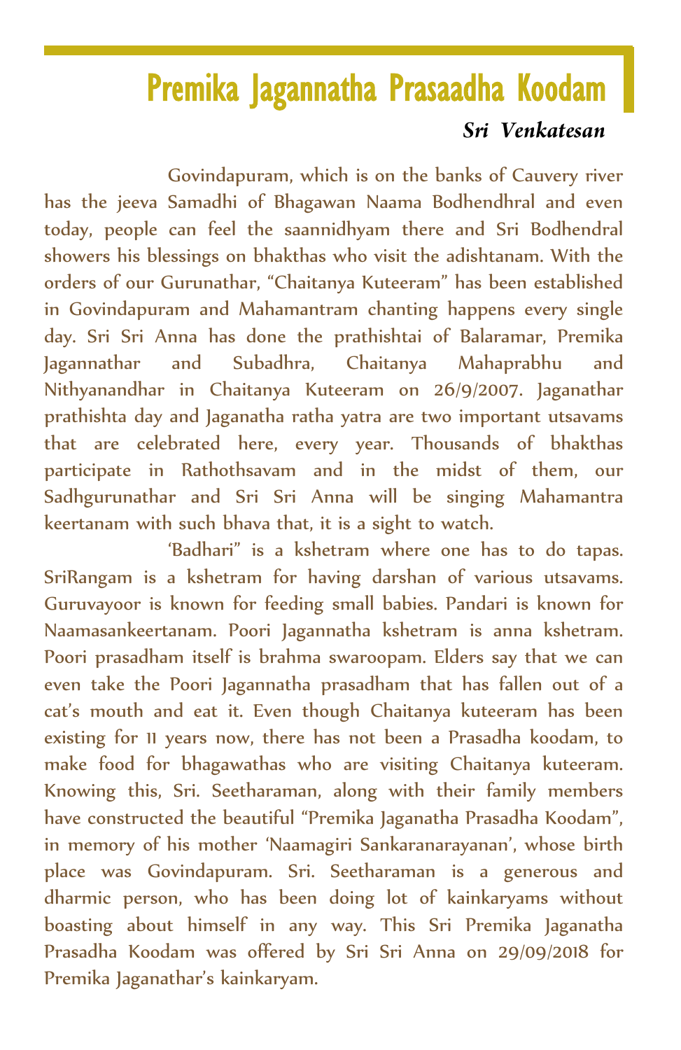# Premika Jagannatha Prasaadha Koodam

***Sri Venkatesan***

Govindapuram, which is on the banks of Cauvery river has the jeeva Samadhi of Bhagawan Naama Bodhendhral and even today, people can feel the saannidhyam there and Sri Bodhendral showers his blessings on bhakthas who visit the adishtanam. With the orders of our Gurunathar, “Chaitanya Kuteeram” has been established in Govindapuram and Mahamantram chanting happens every single day. Sri Sri Anna has done the prathishtai of Balaramar, Premika Jagannathar and Subadhra, Chaitanya Mahaprabhu and Nithyanandhar in Chaitanya Kuteeram on 26/9/2007. Jaganathar prathishta day and Jaganatha ratha yatra are two important utsavams that are celebrated here, every year. Thousands of bhakthas participate in Rathothsavam and in the midst of them, our Sadhgurunathar and Sri Sri Anna will be singing Mahamantra keertanam with such bhava that, it is a sight to watch.

‘Badhari” is a kshetram where one has to do tapas. SriRangam is a kshetram for having darshan of various utsavams. Guruvayoor is known for feeding small babies. Pandari is known for Naamasankeertanam. Poori Jagannatha kshetram is anna kshetram. Poori prasadham itself is brahma swaroopam. Elders say that we can even take the Poori Jagannatha prasadham that has fallen out of a cat’s mouth and eat it. Even though Chaitanya kuteeram has been existing for 11 years now, there has not been a Prasadha koodam, to make food for bhagawathas who are visiting Chaitanya kuteeram. Knowing this, Sri. Seetharaman, along with their family members have constructed the beautiful “Premika Jaganatha Prasadha Koodam”, in memory of his mother ‘Naamagiri Sankaranarayanan’, whose birth place was Govindapuram. Sri. Seetharaman is a generous and dharmic person, who has been doing lot of kainkaryams without boasting about himself in any way. This Sri Premika Jaganatha Prasadha Koodam was offered by Sri Sri Anna on 29/09/2018 for Premika Jaganathar’s kainkaryam.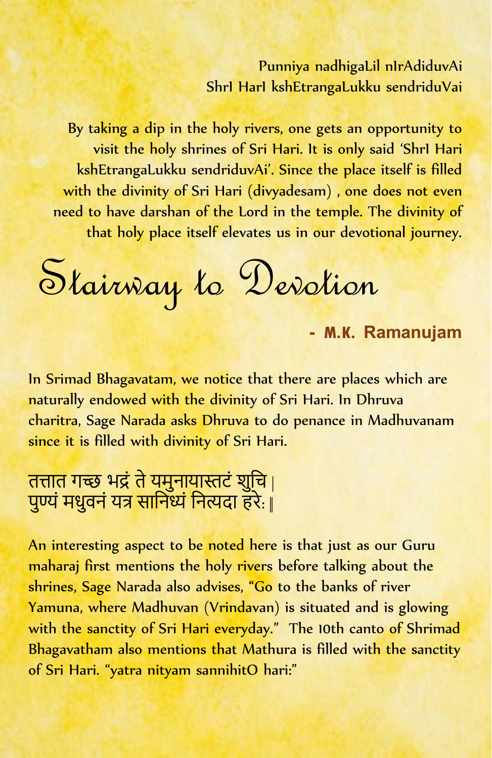Punniya nadhigaLil nIrAdiduvAi
ShrI HarI kshEtrangaLukku sendriduVai

By taking a dip in the holy rivers, one gets an opportunity to visit the holy shrines of Sri Hari. It is only said 'ShrI Hari kshEtrangaLukku sendriduvAi'. Since the place itself is filled with the divinity of Sri Hari (divyadesam) , one does not even need to have darshan of the Lord in the temple. The divinity of that holy place itself elevates us in our devotional journey.

# Stairway to Devotion

**- M.K. Ramanujam**

In Srimad Bhagavatam, we notice that there are places which are naturally endowed with the divinity of Sri Hari. In Dhruva charitra, Sage Narada asks Dhruva to do penance in Madhuvanam since it is filled with divinity of Sri Hari.

तत्तात गच्छ भद्रं ते यमुनायास्तटं शुचि ।
पुण्यं मधुवनं यत्र सानिध्यं नित्यदा हरेः ॥

An interesting aspect to be noted here is that just as our Guru maharaj first mentions the holy rivers before talking about the shrines, Sage Narada also advises, "Go to the banks of river Yamuna, where Madhuvan (Vrindavan) is situated and is glowing with the sanctity of Sri Hari everyday." The 10th canto of Shrimad Bhagavatham also mentions that Mathura is filled with the sanctity of Sri Hari. "yatra nityam sannihitO hari:"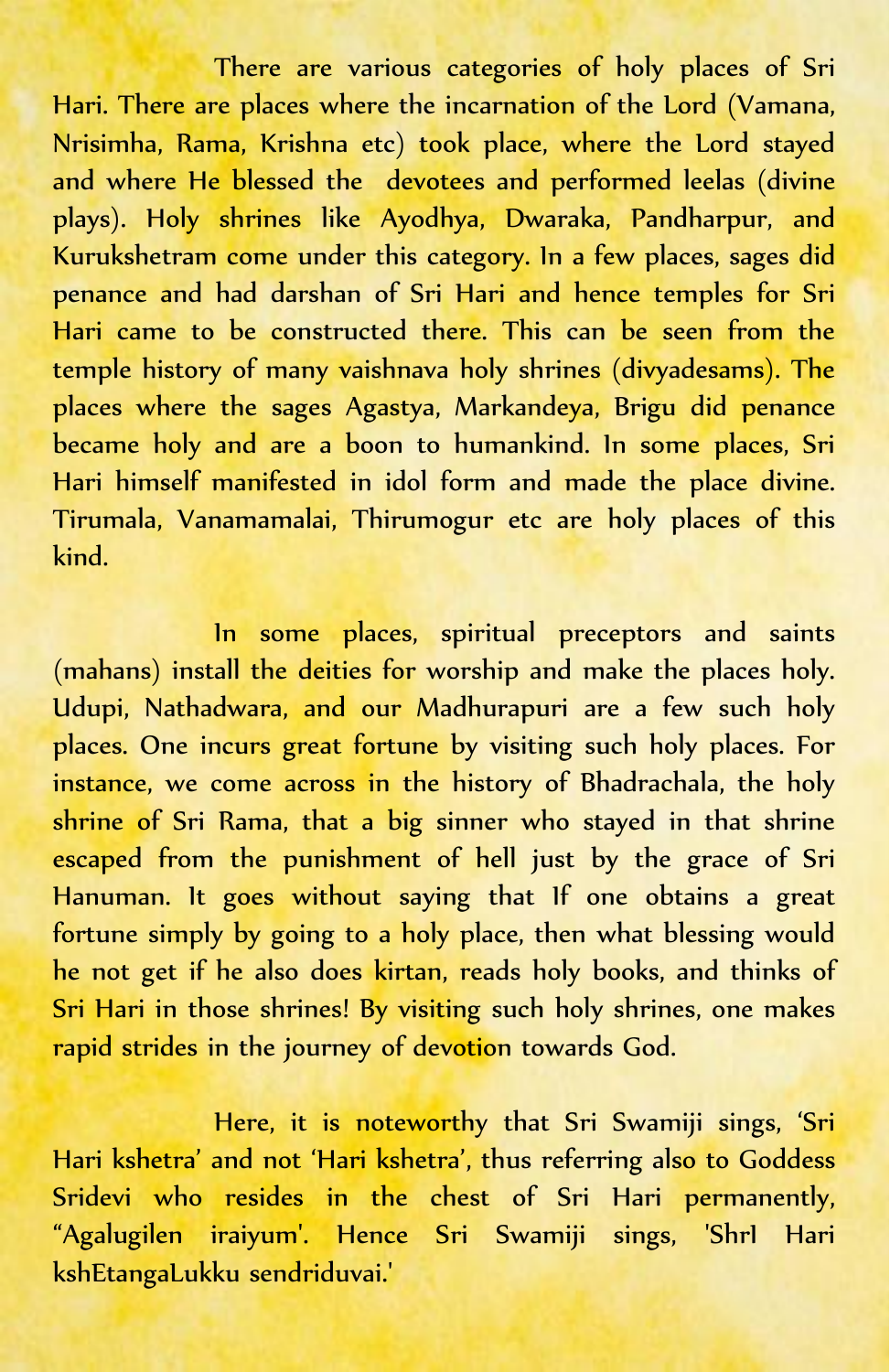There are various categories of holy places of Sri Hari. There are places where the incarnation of the Lord (Vamana, Nrisimha, Rama, Krishna etc) took place, where the Lord stayed and where He blessed the devotees and performed leelas (divine plays). Holy shrines like Ayodhya, Dwaraka, Pandharpur, and Kurukshetram come under this category. In a few places, sages did penance and had darshan of Sri Hari and hence temples for Sri Hari came to be constructed there. This can be seen from the temple history of many vaishnava holy shrines (divyadesams). The places where the sages Agastya, Markandeya, Brigu did penance became holy and are a boon to humankind. In some places, Sri Hari himself manifested in idol form and made the place divine. Tirumala, Vanamamalai, Thirumogur etc are holy places of this kind.

In some places, spiritual preceptors and saints (mahans) install the deities for worship and make the places holy. Udupi, Nathadwara, and our Madhurapuri are a few such holy places. One incurs great fortune by visiting such holy places. For instance, we come across in the history of Bhadrachala, the holy shrine of Sri Rama, that a big sinner who stayed in that shrine escaped from the punishment of hell just by the grace of Sri Hanuman. It goes without saying that If one obtains a great fortune simply by going to a holy place, then what blessing would he not get if he also does kirtan, reads holy books, and thinks of Sri Hari in those shrines! By visiting such holy shrines, one makes rapid strides in the journey of devotion towards God.

Here, it is noteworthy that Sri Swamiji sings, 'Sri Hari kshetra' and not 'Hari kshetra', thus referring also to Goddess Sridevi who resides in the chest of Sri Hari permanently, "Agalugilen iraiyum'. Hence Sri Swamiji sings, 'ShrI Hari kshEtangaLukku sendriduvai.'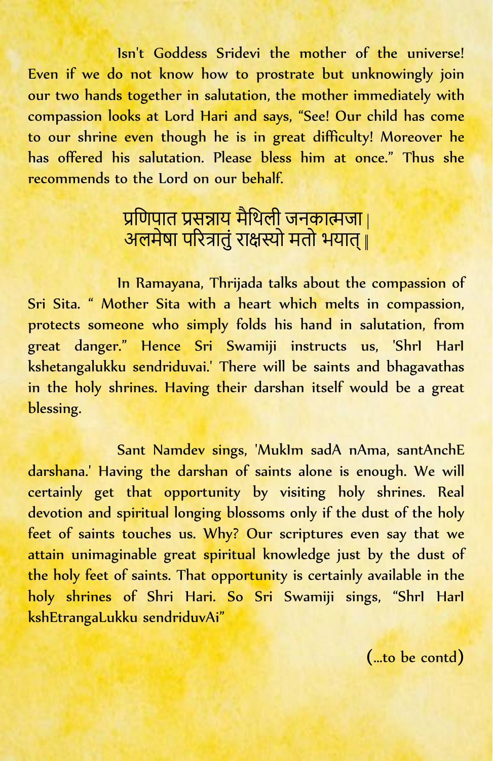Isn't Goddess Sridevi the mother of the universe! Even if we do not know how to prostrate but unknowingly join our two hands together in salutation, the mother immediately with compassion looks at Lord Hari and says, “See! Our child has come to our shrine even though he is in great difficulty! Moreover he has offered his salutation. Please bless him at once.” Thus she recommends to the Lord on our behalf.

प्रणिपात प्रसन्नाय मैथिली जनकात्मजा ।
अलमेषा परित्रातुं राक्षस्यो मतो भयात् ॥

In Ramayana, Thrijada talks about the compassion of Sri Sita. “ Mother Sita with a heart which melts in compassion, protects someone who simply folds his hand in salutation, from great danger.” Hence Sri Swamiji instructs us, 'ShrI HarI kshetangalukku sendriduvai.' There will be saints and bhagavathas in the holy shrines. Having their darshan itself would be a great blessing.

Sant Namdev sings, 'MukIm sadA nAma, santAnchE darshana.' Having the darshan of saints alone is enough. We will certainly get that opportunity by visiting holy shrines. Real devotion and spiritual longing blossoms only if the dust of the holy feet of saints touches us. Why? Our scriptures even say that we attain unimaginable great spiritual knowledge just by the dust of the holy feet of saints. That opportunity is certainly available in the holy shrines of Shri Hari. So Sri Swamiji sings, “ShrI HarI kshEtrangaLukku sendriduvAi”

(...to be contd)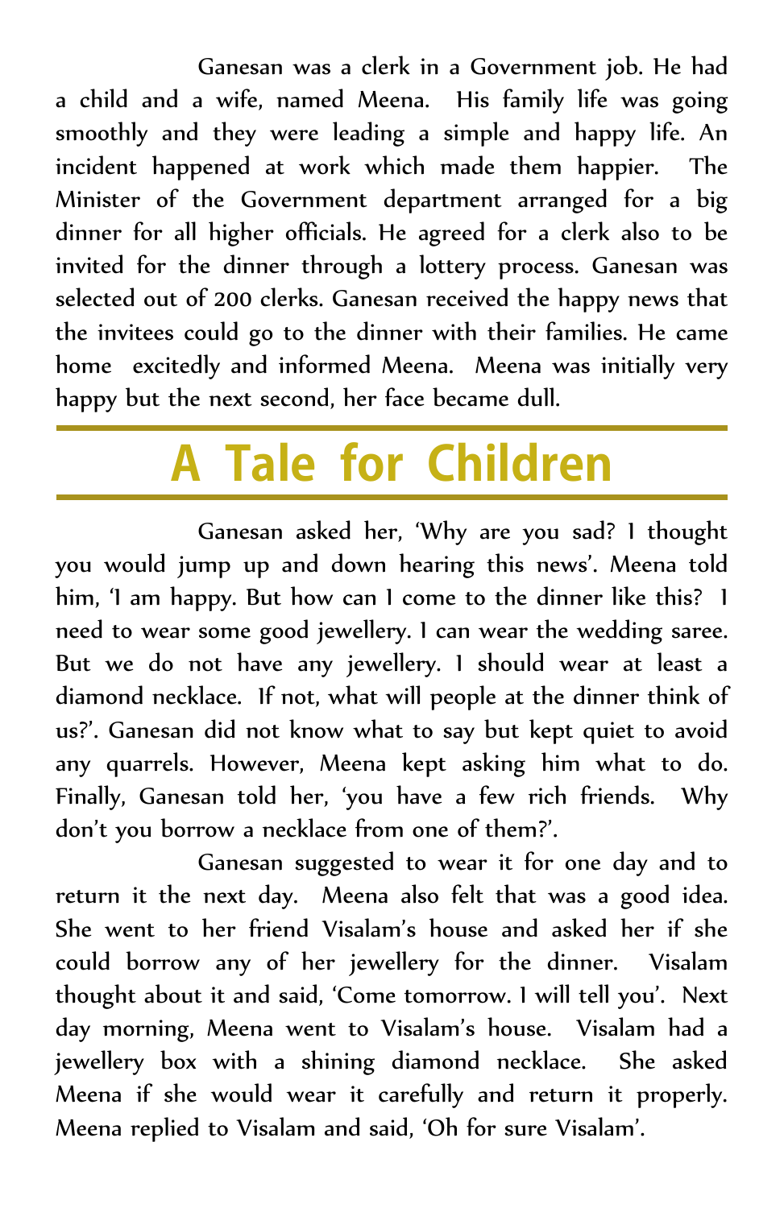Ganesan was a clerk in a Government job. He had a child and a wife, named Meena. His family life was going smoothly and they were leading a simple and happy life. An incident happened at work which made them happier. The Minister of the Government department arranged for a big dinner for all higher officials. He agreed for a clerk also to be invited for the dinner through a lottery process. Ganesan was selected out of 200 clerks. Ganesan received the happy news that the invitees could go to the dinner with their families. He came home excitedly and informed Meena. Meena was initially very happy but the next second, her face became dull.

# A Tale for Children

Ganesan asked her, 'Why are you sad? I thought you would jump up and down hearing this news'. Meena told him, 'I am happy. But how can I come to the dinner like this? I need to wear some good jewellery. I can wear the wedding saree. But we do not have any jewellery. I should wear at least a diamond necklace. If not, what will people at the dinner think of us?'. Ganesan did not know what to say but kept quiet to avoid any quarrels. However, Meena kept asking him what to do. Finally, Ganesan told her, 'you have a few rich friends. Why don't you borrow a necklace from one of them?'.

Ganesan suggested to wear it for one day and to return it the next day. Meena also felt that was a good idea. She went to her friend Visalam's house and asked her if she could borrow any of her jewellery for the dinner. Visalam thought about it and said, 'Come tomorrow. I will tell you'. Next day morning, Meena went to Visalam's house. Visalam had a jewellery box with a shining diamond necklace. She asked Meena if she would wear it carefully and return it properly. Meena replied to Visalam and said, 'Oh for sure Visalam'.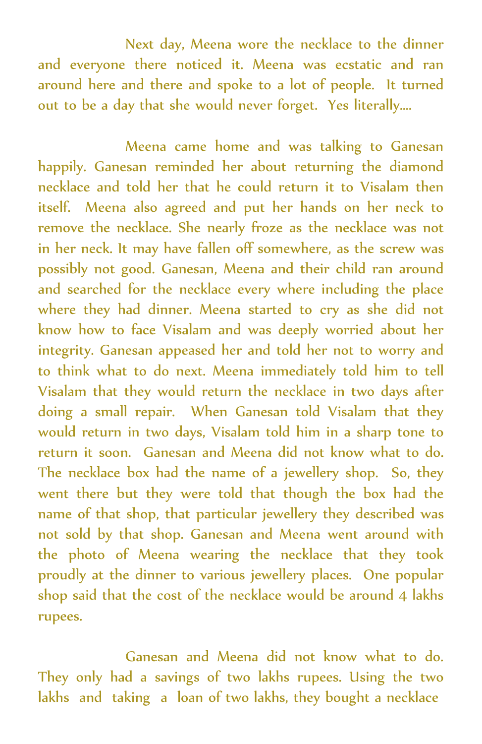Next day, Meena wore the necklace to the dinner and everyone there noticed it. Meena was ecstatic and ran around here and there and spoke to a lot of people. It turned out to be a day that she would never forget. Yes literally....

Meena came home and was talking to Ganesan happily. Ganesan reminded her about returning the diamond necklace and told her that he could return it to Visalam then itself. Meena also agreed and put her hands on her neck to remove the necklace. She nearly froze as the necklace was not in her neck. It may have fallen off somewhere, as the screw was possibly not good. Ganesan, Meena and their child ran around and searched for the necklace every where including the place where they had dinner. Meena started to cry as she did not know how to face Visalam and was deeply worried about her integrity. Ganesan appeased her and told her not to worry and to think what to do next. Meena immediately told him to tell Visalam that they would return the necklace in two days after doing a small repair. When Ganesan told Visalam that they would return in two days, Visalam told him in a sharp tone to return it soon. Ganesan and Meena did not know what to do. The necklace box had the name of a jewellery shop. So, they went there but they were told that though the box had the name of that shop, that particular jewellery they described was not sold by that shop. Ganesan and Meena went around with the photo of Meena wearing the necklace that they took proudly at the dinner to various jewellery places. One popular shop said that the cost of the necklace would be around 4 lakhs rupees.

Ganesan and Meena did not know what to do. They only had a savings of two lakhs rupees. Using the two lakhs and taking a loan of two lakhs, they bought a necklace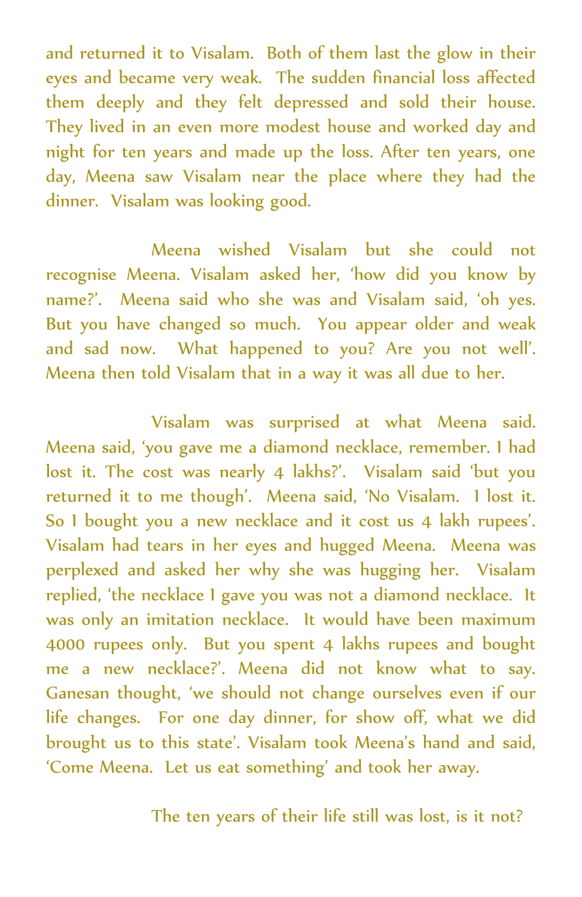and returned it to Visalam. Both of them last the glow in their eyes and became very weak. The sudden financial loss affected them deeply and they felt depressed and sold their house. They lived in an even more modest house and worked day and night for ten years and made up the loss. After ten years, one day, Meena saw Visalam near the place where they had the dinner. Visalam was looking good.

Meena wished Visalam but she could not recognise Meena. Visalam asked her, 'how did you know by name?'. Meena said who she was and Visalam said, 'oh yes. But you have changed so much. You appear older and weak and sad now. What happened to you? Are you not well'. Meena then told Visalam that in a way it was all due to her.

Visalam was surprised at what Meena said. Meena said, 'you gave me a diamond necklace, remember. I had lost it. The cost was nearly 4 lakhs?'. Visalam said 'but you returned it to me though'. Meena said, 'No Visalam. I lost it. So I bought you a new necklace and it cost us 4 lakh rupees'. Visalam had tears in her eyes and hugged Meena. Meena was perplexed and asked her why she was hugging her. Visalam replied, 'the necklace I gave you was not a diamond necklace. It was only an imitation necklace. It would have been maximum 4000 rupees only. But you spent 4 lakhs rupees and bought me a new necklace?'. Meena did not know what to say. Ganesan thought, 'we should not change ourselves even if our life changes. For one day dinner, for show off, what we did brought us to this state'. Visalam took Meena's hand and said, 'Come Meena. Let us eat something' and took her away.

The ten years of their life still was lost, is it not?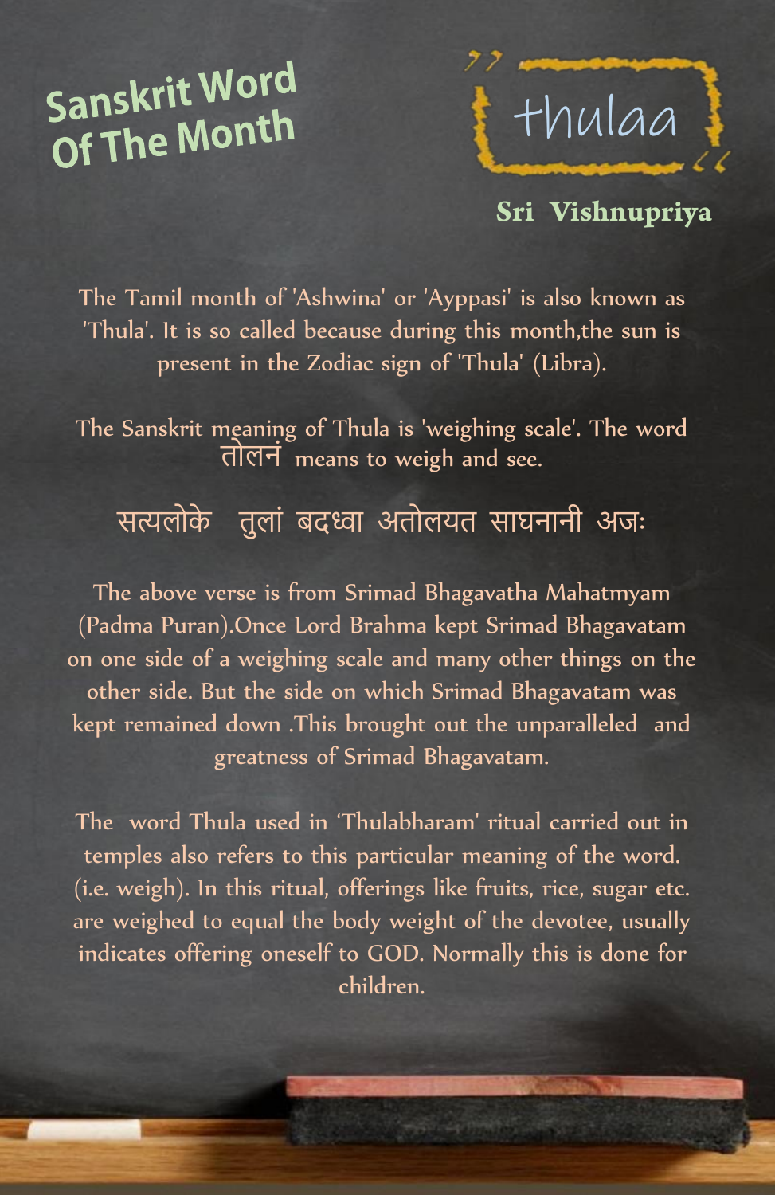# Sanskrit Word Of The Month

## thulaa

**Sri Vishnupriya**

The Tamil month of 'Ashwina' or 'Ayppasi' is also known as 'Thula'. It is so called because during this month,the sun is present in the Zodiac sign of 'Thula' (Libra).

The Sanskrit meaning of Thula is 'weighing scale'. The word तोलनं means to weigh and see.

सत्यलोके तुलां बदध्वा अतोलयत साघनानी अजः

The above verse is from Srimad Bhagavatha Mahatmyam (Padma Puran).Once Lord Brahma kept Srimad Bhagavatam on one side of a weighing scale and many other things on the other side. But the side on which Srimad Bhagavatam was kept remained down .This brought out the unparalleled and greatness of Srimad Bhagavatam.

The word Thula used in 'Thulabharam' ritual carried out in temples also refers to this particular meaning of the word. (i.e. weigh). In this ritual, offerings like fruits, rice, sugar etc. are weighed to equal the body weight of the devotee, usually indicates offering oneself to GOD. Normally this is done for children.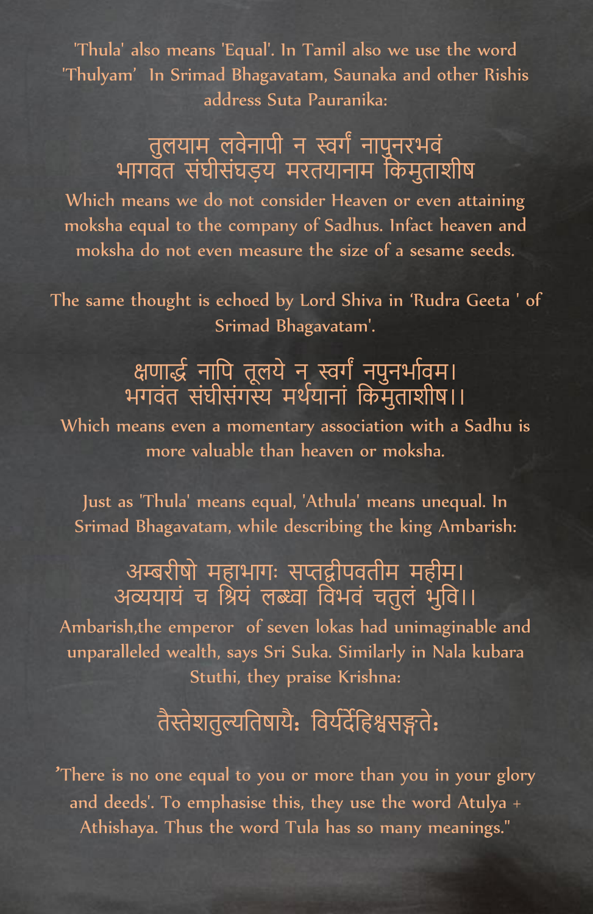'Thula' also means 'Equal'. In Tamil also we use the word 'Thulyam' In Srimad Bhagavatam, Saunaka and other Rishis address Suta Pauranika:

तुलयाम लवेनापी न स्वर्गं नापुनरभवं
भागवत संघीसंघड़य मरतयानाम किमुताशीष

Which means we do not consider Heaven or even attaining moksha equal to the company of Sadhus. Infact heaven and moksha do not even measure the size of a sesame seeds.

The same thought is echoed by Lord Shiva in 'Rudra Geeta ' of Srimad Bhagavatam'.

क्षणार्द्ध नापि तूलये न स्वर्गं नपुनर्भावम।
भगवंत संघीसंगस्य मर्थयानां किमुताशीष।।

Which means even a momentary association with a Sadhu is more valuable than heaven or moksha.

Just as 'Thula' means equal, 'Athula' means unequal. In Srimad Bhagavatam, while describing the king Ambarish:

अम्बरीषो महाभागः सप्तद्वीपवतीम महीम।
अव्ययायं च श्रियं लब्ध्वा विभवं चतुलं भुवि।।

Ambarish,the emperor of seven lokas had unimaginable and unparalleled wealth, says Sri Suka. Similarly in Nala kubara Stuthi, they praise Krishna:

तैस्तेशतुल्यतिषायैः विर्यर्देहिश्वसङ्गतेः

'There is no one equal to you or more than you in your glory and deeds'. To emphasise this, they use the word Atulya + Athishaya. Thus the word Tula has so many meanings."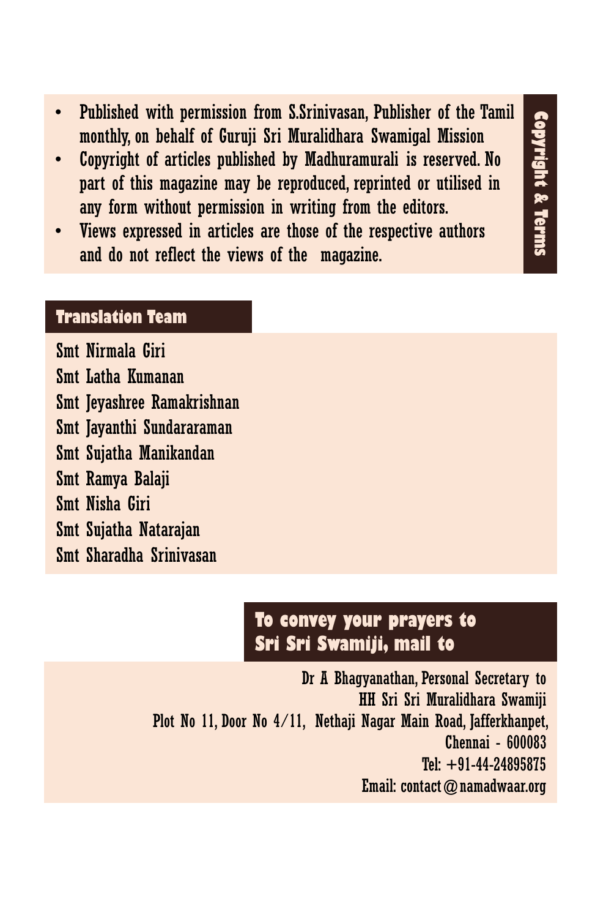## Copyright & Terms

- Published with permission from S.Srinivasan, Publisher of the Tamil monthly, on behalf of Guruji Sri Muralidhara Swamigal Mission
- Copyright of articles published by Madhuramurali is reserved. No part of this magazine may be reproduced, reprinted or utilised in any form without permission in writing from the editors.
- Views expressed in articles are those of the respective authors and do not reflect the views of the magazine.

## Translation Team

Smt Nirmala Giri
Smt Latha Kumanan
Smt Jeyashree Ramakrishnan
Smt Jayanthi Sundararaman
Smt Sujatha Manikandan
Smt Ramya Balaji
Smt Nisha Giri
Smt Sujatha Natarajan
Smt Sharadha Srinivasan

## To convey your prayers to Sri Sri Swamiji, mail to

Dr A Bhagyanathan, Personal Secretary to
HH Sri Sri Muralidhara Swamiji
Plot No 11, Door No 4/11, Nethaji Nagar Main Road, Jafferkhanpet,
Chennai - 600083
Tel: +91-44-24895875
Email: contact@namadwaar.org